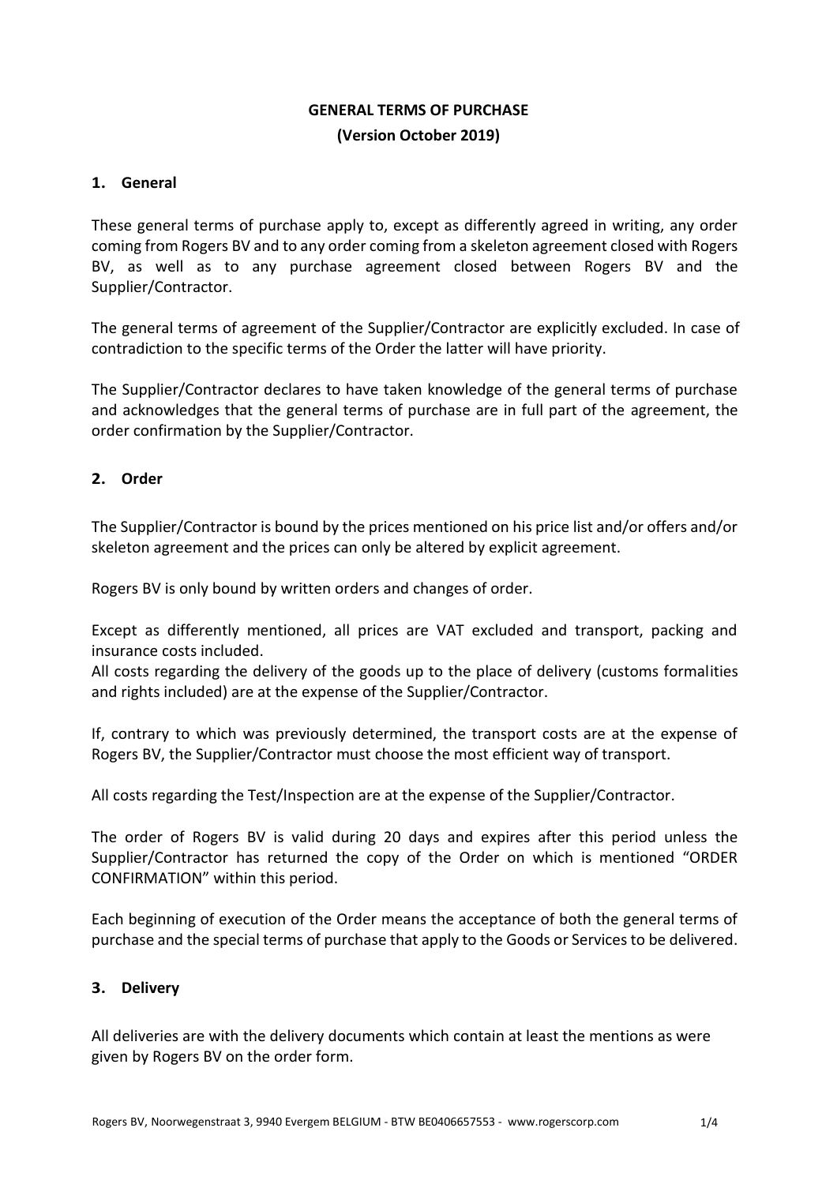# GENERAL TERMS OF PURCHASE

**(Version October 2019)**

## 1. General

These general terms of purchase apply to, except as differently agreed in writing, any order coming from Rogers BV and to any order coming from a skeleton agreement closed with Rogers BV, as well as to any purchase agreement closed between Rogers BV and the Supplier/Contractor.

The general terms of agreement of the Supplier/Contractor are explicitly excluded. In case of contradiction to the specific terms of the Order the latter will have priority.

The Supplier/Contractor declares to have taken knowledge of the general terms of purchase and acknowledges that the general terms of purchase are in full part of the agreement, the order confirmation by the Supplier/Contractor.

## 2. Order

The Supplier/Contractor is bound by the prices mentioned on his price list and/or offers and/or skeleton agreement and the prices can only be altered by explicit agreement.

Rogers BV is only bound by written orders and changes of order.

Except as differently mentioned, all prices are VAT excluded and transport, packing and insurance costs included.
All costs regarding the delivery of the goods up to the place of delivery (customs formalities and rights included) are at the expense of the Supplier/Contractor.

If, contrary to which was previously determined, the transport costs are at the expense of Rogers BV, the Supplier/Contractor must choose the most efficient way of transport.

All costs regarding the Test/Inspection are at the expense of the Supplier/Contractor.

The order of Rogers BV is valid during 20 days and expires after this period unless the Supplier/Contractor has returned the copy of the Order on which is mentioned "ORDER CONFIRMATION" within this period.

Each beginning of execution of the Order means the acceptance of both the general terms of purchase and the special terms of purchase that apply to the Goods or Services to be delivered.

## 3. Delivery

All deliveries are with the delivery documents which contain at least the mentions as were given by Rogers BV on the order form.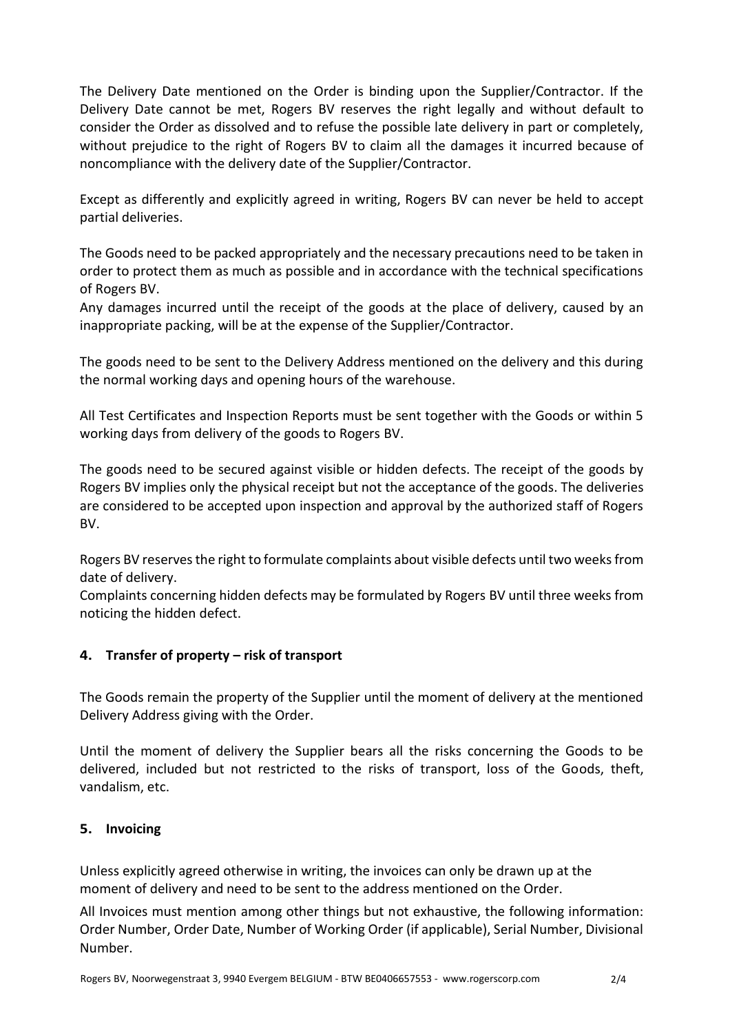The Delivery Date mentioned on the Order is binding upon the Supplier/Contractor. If the Delivery Date cannot be met, Rogers BV reserves the right legally and without default to consider the Order as dissolved and to refuse the possible late delivery in part or completely, without prejudice to the right of Rogers BV to claim all the damages it incurred because of noncompliance with the delivery date of the Supplier/Contractor.

Except as differently and explicitly agreed in writing, Rogers BV can never be held to accept partial deliveries.

The Goods need to be packed appropriately and the necessary precautions need to be taken in order to protect them as much as possible and in accordance with the technical specifications of Rogers BV.
Any damages incurred until the receipt of the goods at the place of delivery, caused by an inappropriate packing, will be at the expense of the Supplier/Contractor.

The goods need to be sent to the Delivery Address mentioned on the delivery and this during the normal working days and opening hours of the warehouse.

All Test Certificates and Inspection Reports must be sent together with the Goods or within 5 working days from delivery of the goods to Rogers BV.

The goods need to be secured against visible or hidden defects. The receipt of the goods by Rogers BV implies only the physical receipt but not the acceptance of the goods. The deliveries are considered to be accepted upon inspection and approval by the authorized staff of Rogers BV.

Rogers BV reserves the right to formulate complaints about visible defects until two weeks from date of delivery.
Complaints concerning hidden defects may be formulated by Rogers BV until three weeks from noticing the hidden defect.

## 4. Transfer of property – risk of transport

The Goods remain the property of the Supplier until the moment of delivery at the mentioned Delivery Address giving with the Order.

Until the moment of delivery the Supplier bears all the risks concerning the Goods to be delivered, included but not restricted to the risks of transport, loss of the Goods, theft, vandalism, etc.

## 5. Invoicing

Unless explicitly agreed otherwise in writing, the invoices can only be drawn up at the moment of delivery and need to be sent to the address mentioned on the Order.

All Invoices must mention among other things but not exhaustive, the following information: Order Number, Order Date, Number of Working Order (if applicable), Serial Number, Divisional Number.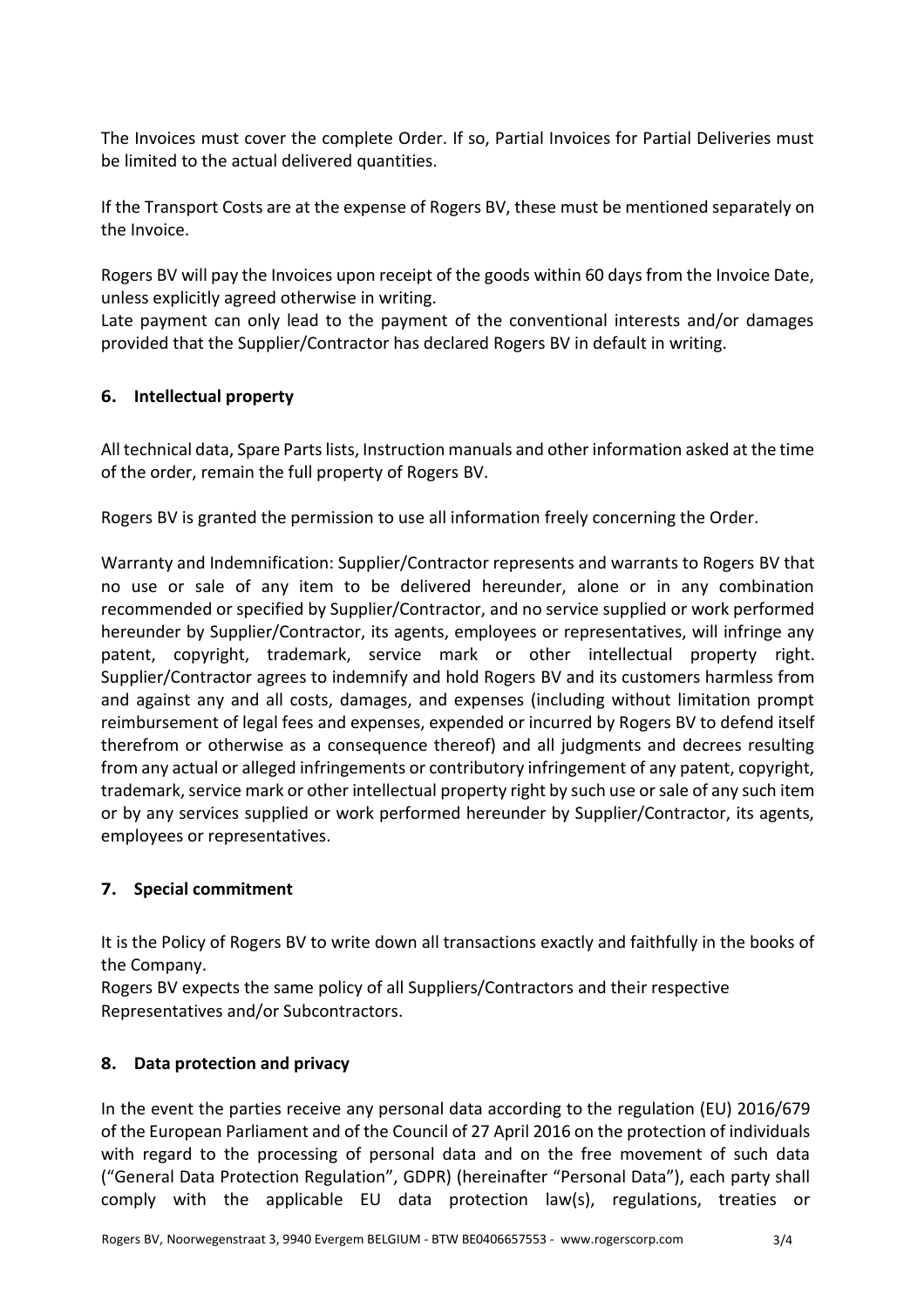The Invoices must cover the complete Order. If so, Partial Invoices for Partial Deliveries must be limited to the actual delivered quantities.

If the Transport Costs are at the expense of Rogers BV, these must be mentioned separately on the Invoice.

Rogers BV will pay the Invoices upon receipt of the goods within 60 days from the Invoice Date, unless explicitly agreed otherwise in writing.
Late payment can only lead to the payment of the conventional interests and/or damages provided that the Supplier/Contractor has declared Rogers BV in default in writing.

## 6. Intellectual property

All technical data, Spare Parts lists, Instruction manuals and other information asked at the time of the order, remain the full property of Rogers BV.

Rogers BV is granted the permission to use all information freely concerning the Order.

Warranty and Indemnification: Supplier/Contractor represents and warrants to Rogers BV that no use or sale of any item to be delivered hereunder, alone or in any combination recommended or specified by Supplier/Contractor, and no service supplied or work performed hereunder by Supplier/Contractor, its agents, employees or representatives, will infringe any patent, copyright, trademark, service mark or other intellectual property right. Supplier/Contractor agrees to indemnify and hold Rogers BV and its customers harmless from and against any and all costs, damages, and expenses (including without limitation prompt reimbursement of legal fees and expenses, expended or incurred by Rogers BV to defend itself therefrom or otherwise as a consequence thereof) and all judgments and decrees resulting from any actual or alleged infringements or contributory infringement of any patent, copyright, trademark, service mark or other intellectual property right by such use or sale of any such item or by any services supplied or work performed hereunder by Supplier/Contractor, its agents, employees or representatives.

## 7. Special commitment

It is the Policy of Rogers BV to write down all transactions exactly and faithfully in the books of the Company.
Rogers BV expects the same policy of all Suppliers/Contractors and their respective Representatives and/or Subcontractors.

## 8. Data protection and privacy

In the event the parties receive any personal data according to the regulation (EU) 2016/679 of the European Parliament and of the Council of 27 April 2016 on the protection of individuals with regard to the processing of personal data and on the free movement of such data ("General Data Protection Regulation", GDPR) (hereinafter "Personal Data"), each party shall comply with the applicable EU data protection law(s), regulations, treaties or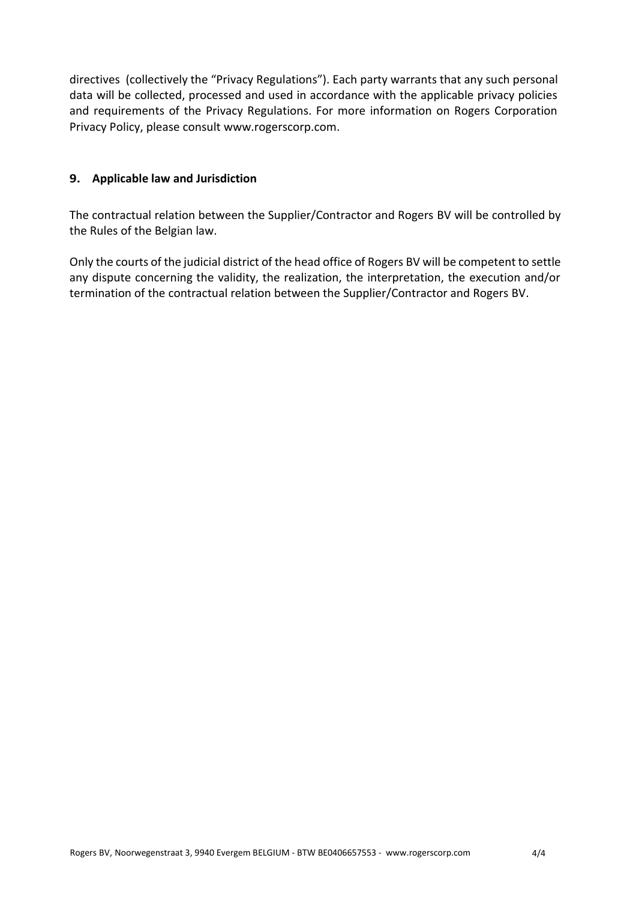directives (collectively the "Privacy Regulations"). Each party warrants that any such personal data will be collected, processed and used in accordance with the applicable privacy policies and requirements of the Privacy Regulations. For more information on Rogers Corporation Privacy Policy, please consult www.rogerscorp.com.

## 9. Applicable law and Jurisdiction

The contractual relation between the Supplier/Contractor and Rogers BV will be controlled by the Rules of the Belgian law.

Only the courts of the judicial district of the head office of Rogers BV will be competent to settle any dispute concerning the validity, the realization, the interpretation, the execution and/or termination of the contractual relation between the Supplier/Contractor and Rogers BV.